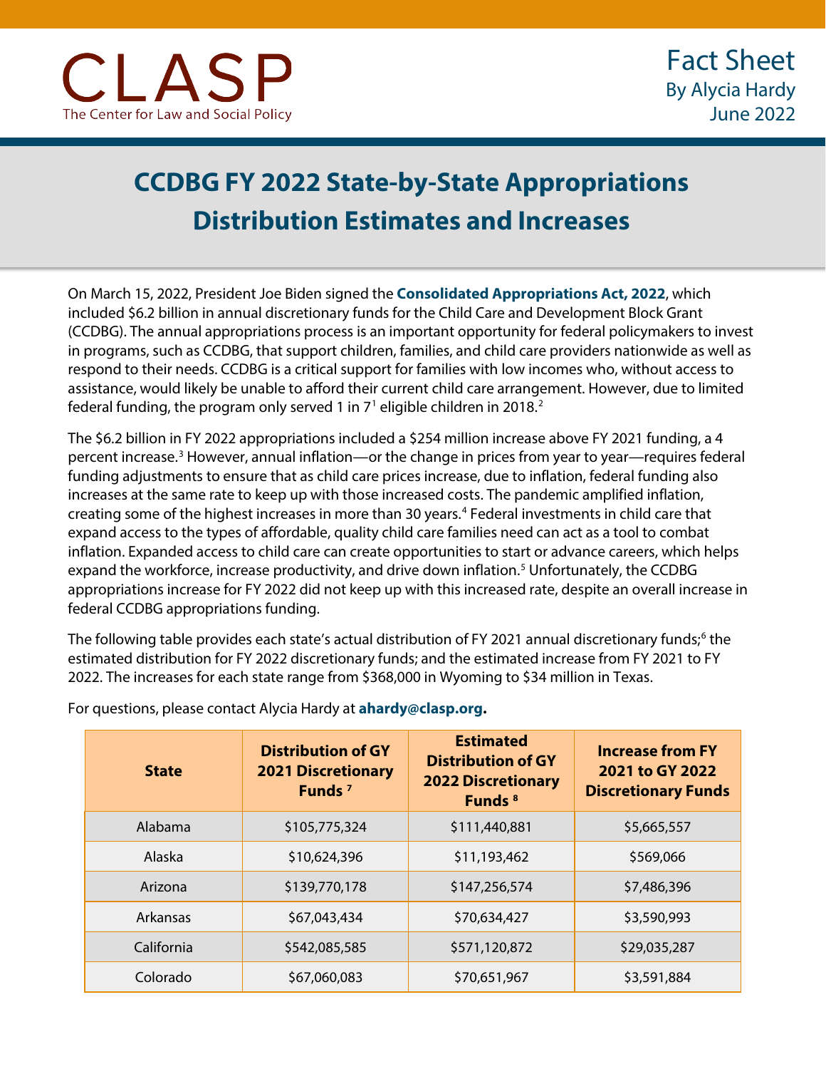CLASP
The Center for Law and Social Policy

Fact Sheet
By Alycia Hardy
June 2022

# CCDBG FY 2022 State-by-State Appropriations Distribution Estimates and Increases

On March 15, 2022, President Joe Biden signed the **Consolidated Appropriations Act, 2022**, which included $6.2 billion in annual discretionary funds for the Child Care and Development Block Grant (CCDBG). The annual appropriations process is an important opportunity for federal policymakers to invest in programs, such as CCDBG, that support children, families, and child care providers nationwide as well as respond to their needs. CCDBG is a critical support for families with low incomes who, without access to assistance, would likely be unable to afford their current child care arrangement. However, due to limited federal funding, the program only served 1 in 7[1] eligible children in 2018.[2]

The $6.2 billion in FY 2022 appropriations included a $254 million increase above FY 2021 funding, a 4 percent increase.[3] However, annual inflation—or the change in prices from year to year—requires federal funding adjustments to ensure that as child care prices increase, due to inflation, federal funding also increases at the same rate to keep up with those increased costs. The pandemic amplified inflation, creating some of the highest increases in more than 30 years.[4] Federal investments in child care that expand access to the types of affordable, quality child care families need can act as a tool to combat inflation. Expanded access to child care can create opportunities to start or advance careers, which helps expand the workforce, increase productivity, and drive down inflation.[5] Unfortunately, the CCDBG appropriations increase for FY 2022 did not keep up with this increased rate, despite an overall increase in federal CCDBG appropriations funding.

The following table provides each state's actual distribution of FY 2021 annual discretionary funds;[6] the estimated distribution for FY 2022 discretionary funds; and the estimated increase from FY 2021 to FY 2022. The increases for each state range from $368,000 in Wyoming to $34 million in Texas.

For questions, please contact Alycia Hardy at **ahardy@clasp.org.**

| State | Distribution of GY 2021 Discretionary Funds [7] | Estimated Distribution of GY 2022 Discretionary Funds [8] | Increase from FY 2021 to GY 2022 Discretionary Funds |
|---|---|---|---|
| Alabama | $105,775,324 | $111,440,881 | $5,665,557 |
| Alaska | $10,624,396 | $11,193,462 | $569,066 |
| Arizona | $139,770,178 | $147,256,574 | $7,486,396 |
| Arkansas | $67,043,434 | $70,634,427 | $3,590,993 |
| California | $542,085,585 | $571,120,872 | $29,035,287 |
| Colorado | $67,060,083 | $70,651,967 | $3,591,884 |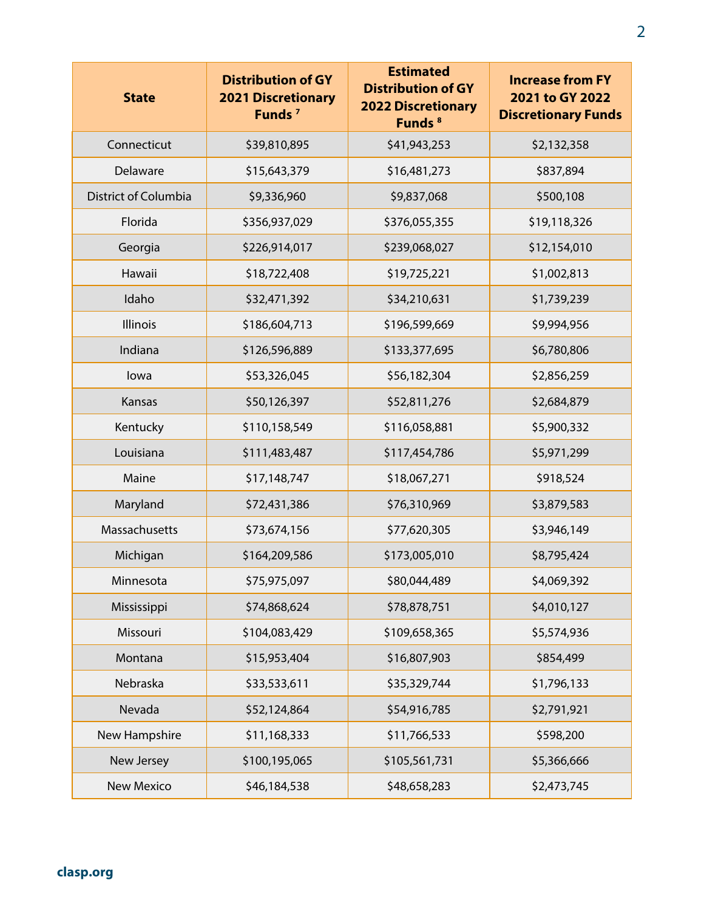| State | Distribution of GY 2021 Discretionary Funds [7] | Estimated Distribution of GY 2022 Discretionary Funds [8] | Increase from FY 2021 to GY 2022 Discretionary Funds |
|---|---|---|---|
| Connecticut | $39,810,895 | $41,943,253 | $2,132,358 |
| Delaware | $15,643,379 | $16,481,273 | $837,894 |
| District of Columbia | $9,336,960 | $9,837,068 | $500,108 |
| Florida | $356,937,029 | $376,055,355 | $19,118,326 |
| Georgia | $226,914,017 | $239,068,027 | $12,154,010 |
| Hawaii | $18,722,408 | $19,725,221 | $1,002,813 |
| Idaho | $32,471,392 | $34,210,631 | $1,739,239 |
| Illinois | $186,604,713 | $196,599,669 | $9,994,956 |
| Indiana | $126,596,889 | $133,377,695 | $6,780,806 |
| Iowa | $53,326,045 | $56,182,304 | $2,856,259 |
| Kansas | $50,126,397 | $52,811,276 | $2,684,879 |
| Kentucky | $110,158,549 | $116,058,881 | $5,900,332 |
| Louisiana | $111,483,487 | $117,454,786 | $5,971,299 |
| Maine | $17,148,747 | $18,067,271 | $918,524 |
| Maryland | $72,431,386 | $76,310,969 | $3,879,583 |
| Massachusetts | $73,674,156 | $77,620,305 | $3,946,149 |
| Michigan | $164,209,586 | $173,005,010 | $8,795,424 |
| Minnesota | $75,975,097 | $80,044,489 | $4,069,392 |
| Mississippi | $74,868,624 | $78,878,751 | $4,010,127 |
| Missouri | $104,083,429 | $109,658,365 | $5,574,936 |
| Montana | $15,953,404 | $16,807,903 | $854,499 |
| Nebraska | $33,533,611 | $35,329,744 | $1,796,133 |
| Nevada | $52,124,864 | $54,916,785 | $2,791,921 |
| New Hampshire | $11,168,333 | $11,766,533 | $598,200 |
| New Jersey | $100,195,065 | $105,561,731 | $5,366,666 |
| New Mexico | $46,184,538 | $48,658,283 | $2,473,745 |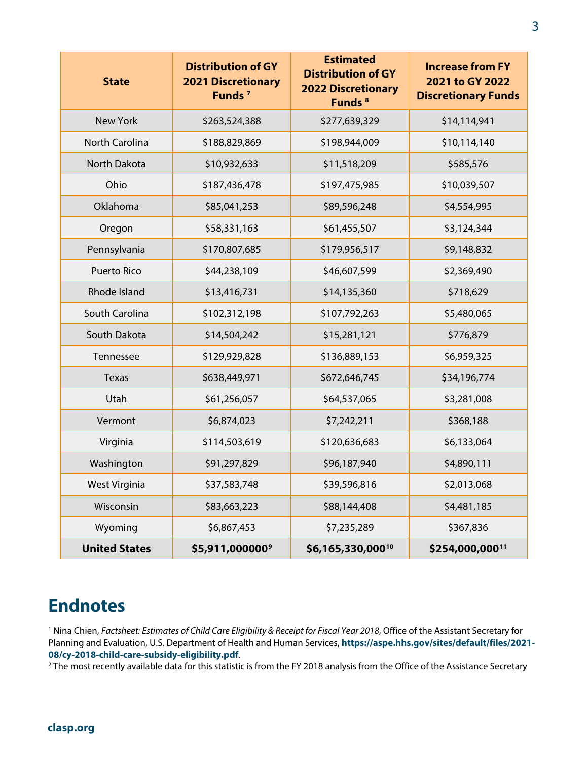| State | Distribution of GY 2021 Discretionary Funds [7] | Estimated Distribution of GY 2022 Discretionary Funds [8] | Increase from FY 2021 to GY 2022 Discretionary Funds |
|---|---|---|---|
| New York | $263,524,388 | $277,639,329 | $14,114,941 |
| North Carolina | $188,829,869 | $198,944,009 | $10,114,140 |
| North Dakota | $10,932,633 | $11,518,209 | $585,576 |
| Ohio | $187,436,478 | $197,475,985 | $10,039,507 |
| Oklahoma | $85,041,253 | $89,596,248 | $4,554,995 |
| Oregon | $58,331,163 | $61,455,507 | $3,124,344 |
| Pennsylvania | $170,807,685 | $179,956,517 | $9,148,832 |
| Puerto Rico | $44,238,109 | $46,607,599 | $2,369,490 |
| Rhode Island | $13,416,731 | $14,135,360 | $718,629 |
| South Carolina | $102,312,198 | $107,792,263 | $5,480,065 |
| South Dakota | $14,504,242 | $15,281,121 | $776,879 |
| Tennessee | $129,929,828 | $136,889,153 | $6,959,325 |
| Texas | $638,449,971 | $672,646,745 | $34,196,774 |
| Utah | $61,256,057 | $64,537,065 | $3,281,008 |
| Vermont | $6,874,023 | $7,242,211 | $368,188 |
| Virginia | $114,503,619 | $120,636,683 | $6,133,064 |
| Washington | $91,297,829 | $96,187,940 | $4,890,111 |
| West Virginia | $37,583,748 | $39,596,816 | $2,013,068 |
| Wisconsin | $83,663,223 | $88,144,408 | $4,481,185 |
| Wyoming | $6,867,453 | $7,235,289 | $367,836 |
| **United States** | **$5,911,000000[9]** | **$6,165,330,000[10]** | **$254,000,000[11]** |

## Endnotes

[1] Nina Chien, *Factsheet: Estimates of Child Care Eligibility & Receipt for Fiscal Year 2018*, Office of the Assistant Secretary for Planning and Evaluation, U.S. Department of Health and Human Services, **https://aspe.hhs.gov/sites/default/files/2021-08/cy-2018-child-care-subsidy-eligibility.pdf**.

[2] The most recently available data for this statistic is from the FY 2018 analysis from the Office of the Assistance Secretary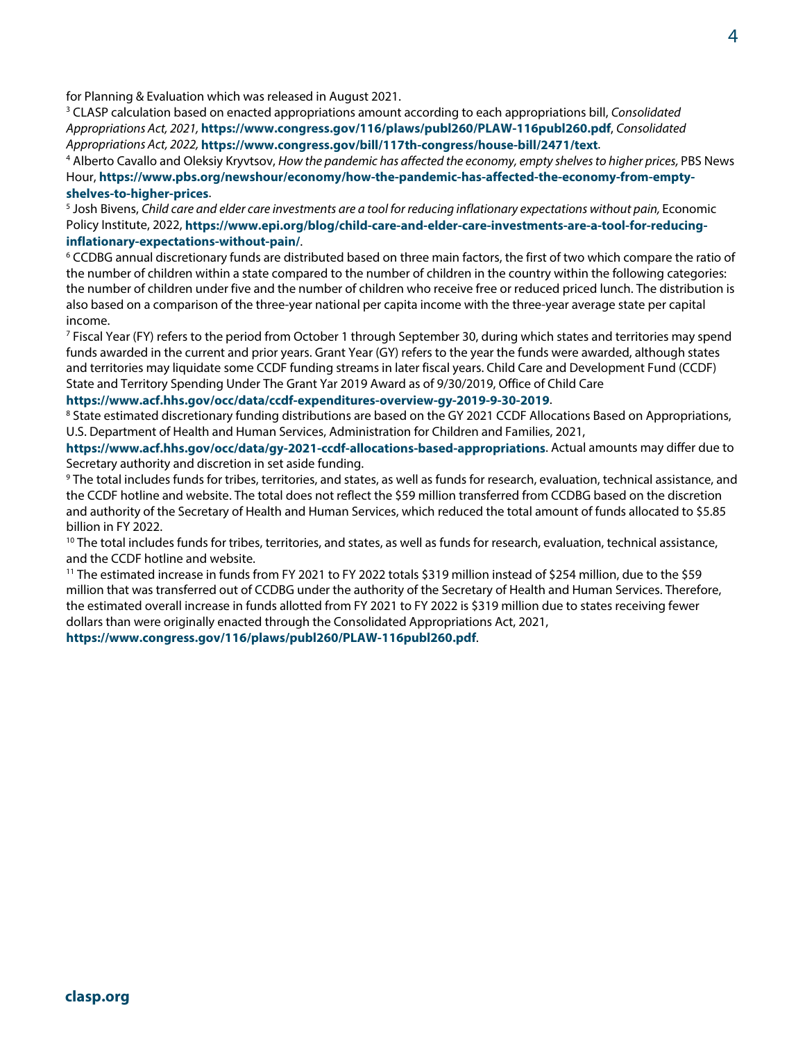for Planning & Evaluation which was released in August 2021.

[3] CLASP calculation based on enacted appropriations amount according to each appropriations bill, *Consolidated Appropriations Act, 2021,* **https://www.congress.gov/116/plaws/publ260/PLAW-116publ260.pdf**, *Consolidated Appropriations Act, 2022,* **https://www.congress.gov/bill/117th-congress/house-bill/2471/text**.

[4] Alberto Cavallo and Oleksiy Kryvtsov, *How the pandemic has affected the economy, empty shelves to higher prices,* PBS News Hour, **https://www.pbs.org/newshour/economy/how-the-pandemic-has-affected-the-economy-from-empty-shelves-to-higher-prices**.

[5] Josh Bivens, *Child care and elder care investments are a tool for reducing inflationary expectations without pain,* Economic Policy Institute, 2022, **https://www.epi.org/blog/child-care-and-elder-care-investments-are-a-tool-for-reducing-inflationary-expectations-without-pain/**.

[6] CCDBG annual discretionary funds are distributed based on three main factors, the first of two which compare the ratio of the number of children within a state compared to the number of children in the country within the following categories: the number of children under five and the number of children who receive free or reduced priced lunch. The distribution is also based on a comparison of the three-year national per capita income with the three-year average state per capital income.

[7] Fiscal Year (FY) refers to the period from October 1 through September 30, during which states and territories may spend funds awarded in the current and prior years. Grant Year (GY) refers to the year the funds were awarded, although states and territories may liquidate some CCDF funding streams in later fiscal years. Child Care and Development Fund (CCDF) State and Territory Spending Under The Grant Yar 2019 Award as of 9/30/2019, Office of Child Care **https://www.acf.hhs.gov/occ/data/ccdf-expenditures-overview-gy-2019-9-30-2019**.

[8] State estimated discretionary funding distributions are based on the GY 2021 CCDF Allocations Based on Appropriations, U.S. Department of Health and Human Services, Administration for Children and Families, 2021, **https://www.acf.hhs.gov/occ/data/gy-2021-ccdf-allocations-based-appropriations**. Actual amounts may differ due to Secretary authority and discretion in set aside funding.

[9] The total includes funds for tribes, territories, and states, as well as funds for research, evaluation, technical assistance, and the CCDF hotline and website. The total does not reflect the $59 million transferred from CCDBG based on the discretion and authority of the Secretary of Health and Human Services, which reduced the total amount of funds allocated to $5.85 billion in FY 2022.

[10] The total includes funds for tribes, territories, and states, as well as funds for research, evaluation, technical assistance, and the CCDF hotline and website.

[11] The estimated increase in funds from FY 2021 to FY 2022 totals $319 million instead of $254 million, due to the $59 million that was transferred out of CCDBG under the authority of the Secretary of Health and Human Services. Therefore, the estimated overall increase in funds allotted from FY 2021 to FY 2022 is $319 million due to states receiving fewer dollars than were originally enacted through the Consolidated Appropriations Act, 2021, **https://www.congress.gov/116/plaws/publ260/PLAW-116publ260.pdf**.